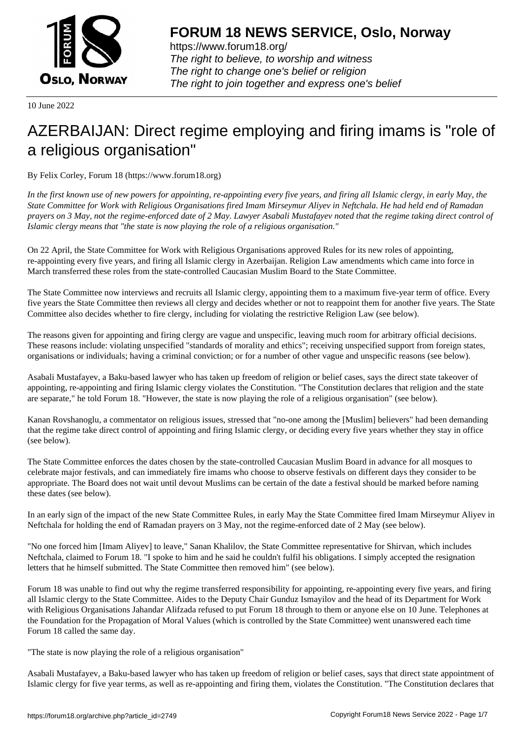10 June 2022

# AZERBAIJAN: Direct regime employing and firing imams is "role of a religious organisation"

By Felix Corley, Forum 18 (https://www.forum18.org)

*In the first known use of new powers for appointing, re-appointing every five years, and firing all Islamic clergy, in early May, the State Committee for Work with Religious Organisations fired Imam Mirseymur Aliyev in Neftchala. He had held end of Ramadan prayers on 3 May, not the regime-enforced date of 2 May. Lawyer Asabali Mustafayev noted that the regime taking direct control of Islamic clergy means that "the state is now playing the role of a religious organisation."*

On 22 April, the State Committee for Work with Religious Organisations approved Rules for its new roles of appointing, re-appointing every five years, and firing all Islamic clergy in Azerbaijan. Religion Law amendments which came into force in March transferred these roles from the state-controlled Caucasian Muslim Board to the State Committee.

The State Committee now interviews and recruits all Islamic clergy, appointing them to a maximum five-year term of office. Every five years the State Committee then reviews all clergy and decides whether or not to reappoint them for another five years. The State Committee also decides whether to fire clergy, including for violating the restrictive Religion Law (see below).

The reasons given for appointing and firing clergy are vague and unspecific, leaving much room for arbitrary official decisions. These reasons include: violating unspecified "standards of morality and ethics"; receiving unspecified support from foreign states, organisations or individuals; having a criminal conviction; or for a number of other vague and unspecific reasons (see below).

Asabali Mustafayev, a Baku-based lawyer who has taken up freedom of religion or belief cases, says the direct state takeover of appointing, re-appointing and firing Islamic clergy violates the Constitution. "The Constitution declares that religion and the state are separate," he told Forum 18. "However, the state is now playing the role of a religious organisation" (see below).

Kanan Rovshanoglu, a commentator on religious issues, stressed that "no-one among the [Muslim] believers" had been demanding that the regime take direct control of appointing and firing Islamic clergy, or deciding every five years whether they stay in office (see below).

The State Committee enforces the dates chosen by the state-controlled Caucasian Muslim Board in advance for all mosques to celebrate major festivals, and can immediately fire imams who choose to observe festivals on different days they consider to be appropriate. The Board does not wait until devout Muslims can be certain of the date a festival should be marked before naming these dates (see below).

In an early sign of the impact of the new State Committee Rules, in early May the State Committee fired Imam Mirseymur Aliyev in Neftchala for holding the end of Ramadan prayers on 3 May, not the regime-enforced date of 2 May (see below).

"No one forced him [Imam Aliyev] to leave," Sanan Khalilov, the State Committee representative for Shirvan, which includes Neftchala, claimed to Forum 18. "I spoke to him and he said he couldn't fulfil his obligations. I simply accepted the resignation letters that he himself submitted. The State Committee then removed him" (see below).

Forum 18 was unable to find out why the regime transferred responsibility for appointing, re-appointing every five years, and firing all Islamic clergy to the State Committee. Aides to the Deputy Chair Gunduz Ismayilov and the head of its Department for Work with Religious Organisations Jahandar Alifzada refused to put Forum 18 through to them or anyone else on 10 June. Telephones at the Foundation for the Propagation of Moral Values (which is controlled by the State Committee) went unanswered each time Forum 18 called the same day.

"The state is now playing the role of a religious organisation"

Asabali Mustafayev, a Baku-based lawyer who has taken up freedom of religion or belief cases, says that direct state appointment of Islamic clergy for five year terms, as well as re-appointing and firing them, violates the Constitution. "The Constitution declares that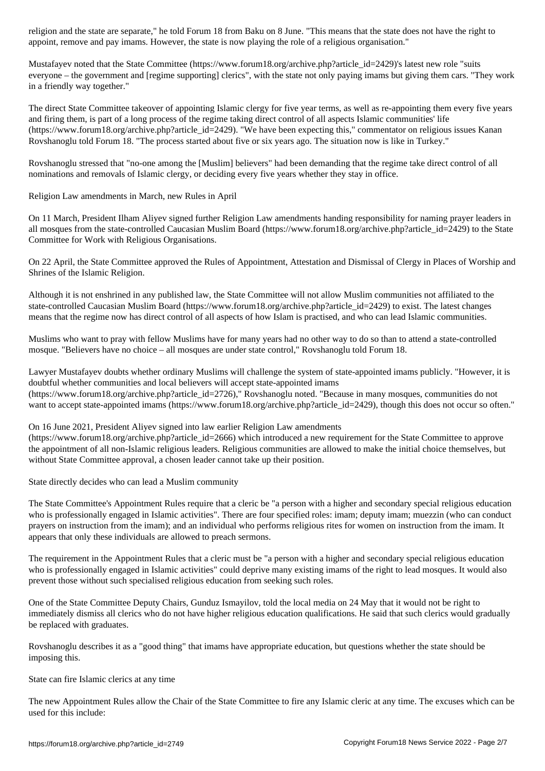religion and the state are separate," he told Forum 18 from Baku on 8 June. "This means that the state does not have the right to appoint, remove and pay imams. However, the state is now playing the role of a religious organisation."

Mustafayev noted that the State Committee (https://www.forum18.org/archive.php?article_id=2429)'s latest new role "suits everyone – the government and [regime supporting] clerics", with the state not only paying imams but giving them cars. "They work in a friendly way together."

The direct State Committee takeover of appointing Islamic clergy for five year terms, as well as re-appointing them every five years and firing them, is part of a long process of the regime taking direct control of all aspects Islamic communities' life (https://www.forum18.org/archive.php?article_id=2429). "We have been expecting this," commentator on religious issues Kanan Rovshanoglu told Forum 18. "The process started about five or six years ago. The situation now is like in Turkey."

Rovshanoglu stressed that "no-one among the [Muslim] believers" had been demanding that the regime take direct control of all nominations and removals of Islamic clergy, or deciding every five years whether they stay in office.

## Religion Law amendments in March, new Rules in April

On 11 March, President Ilham Aliyev signed further Religion Law amendments handing responsibility for naming prayer leaders in all mosques from the state-controlled Caucasian Muslim Board (https://www.forum18.org/archive.php?article_id=2429) to the State Committee for Work with Religious Organisations.

On 22 April, the State Committee approved the Rules of Appointment, Attestation and Dismissal of Clergy in Places of Worship and Shrines of the Islamic Religion.

Although it is not enshrined in any published law, the State Committee will not allow Muslim communities not affiliated to the state-controlled Caucasian Muslim Board (https://www.forum18.org/archive.php?article_id=2429) to exist. The latest changes means that the regime now has direct control of all aspects of how Islam is practised, and who can lead Islamic communities.

Muslims who want to pray with fellow Muslims have for many years had no other way to do so than to attend a state-controlled mosque. "Believers have no choice – all mosques are under state control," Rovshanoglu told Forum 18.

Lawyer Mustafayev doubts whether ordinary Muslims will challenge the system of state-appointed imams publicly. "However, it is doubtful whether communities and local believers will accept state-appointed imams (https://www.forum18.org/archive.php?article_id=2726)," Rovshanoglu noted. "Because in many mosques, communities do not want to accept state-appointed imams (https://www.forum18.org/archive.php?article_id=2429), though this does not occur so often."

On 16 June 2021, President Aliyev signed into law earlier Religion Law amendments (https://www.forum18.org/archive.php?article_id=2666) which introduced a new requirement for the State Committee to approve the appointment of all non-Islamic religious leaders. Religious communities are allowed to make the initial choice themselves, but without State Committee approval, a chosen leader cannot take up their position.

## State directly decides who can lead a Muslim community

The State Committee's Appointment Rules require that a cleric be "a person with a higher and secondary special religious education who is professionally engaged in Islamic activities". There are four specified roles: imam; deputy imam; muezzin (who can conduct prayers on instruction from the imam); and an individual who performs religious rites for women on instruction from the imam. It appears that only these individuals are allowed to preach sermons.

The requirement in the Appointment Rules that a cleric must be "a person with a higher and secondary special religious education who is professionally engaged in Islamic activities" could deprive many existing imams of the right to lead mosques. It would also prevent those without such specialised religious education from seeking such roles.

One of the State Committee Deputy Chairs, Gunduz Ismayilov, told the local media on 24 May that it would not be right to immediately dismiss all clerics who do not have higher religious education qualifications. He said that such clerics would gradually be replaced with graduates.

Rovshanoglu describes it as a "good thing" that imams have appropriate education, but questions whether the state should be imposing this.

## State can fire Islamic clerics at any time

The new Appointment Rules allow the Chair of the State Committee to fire any Islamic cleric at any time. The excuses which can be used for this include: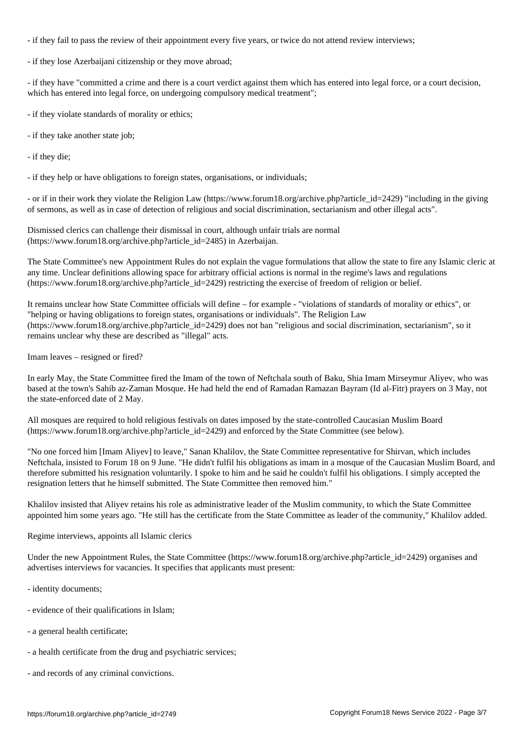- if they fail to pass the review of their appointment every five years, or twice do not attend review interviews;

- if they lose Azerbaijani citizenship or they move abroad;

- if they have "committed a crime and there is a court verdict against them which has entered into legal force, or a court decision, which has entered into legal force, on undergoing compulsory medical treatment";

- if they violate standards of morality or ethics;

- if they take another state job;

- if they die;

- if they help or have obligations to foreign states, organisations, or individuals;

- or if in their work they violate the Religion Law (https://www.forum18.org/archive.php?article_id=2429) "including in the giving of sermons, as well as in case of detection of religious and social discrimination, sectarianism and other illegal acts".

Dismissed clerics can challenge their dismissal in court, although unfair trials are normal (https://www.forum18.org/archive.php?article_id=2485) in Azerbaijan.

The State Committee's new Appointment Rules do not explain the vague formulations that allow the state to fire any Islamic cleric at any time. Unclear definitions allowing space for arbitrary official actions is normal in the regime's laws and regulations (https://www.forum18.org/archive.php?article_id=2429) restricting the exercise of freedom of religion or belief.

It remains unclear how State Committee officials will define – for example - "violations of standards of morality or ethics", or "helping or having obligations to foreign states, organisations or individuals". The Religion Law (https://www.forum18.org/archive.php?article_id=2429) does not ban "religious and social discrimination, sectarianism", so it remains unclear why these are described as "illegal" acts.

## Imam leaves – resigned or fired?

In early May, the State Committee fired the Imam of the town of Neftchala south of Baku, Shia Imam Mirseymur Aliyev, who was based at the town's Sahib az-Zaman Mosque. He had held the end of Ramadan Ramazan Bayram (Id al-Fitr) prayers on 3 May, not the state-enforced date of 2 May.

All mosques are required to hold religious festivals on dates imposed by the state-controlled Caucasian Muslim Board (https://www.forum18.org/archive.php?article_id=2429) and enforced by the State Committee (see below).

"No one forced him [Imam Aliyev] to leave," Sanan Khalilov, the State Committee representative for Shirvan, which includes Neftchala, insisted to Forum 18 on 9 June. "He didn't fulfil his obligations as imam in a mosque of the Caucasian Muslim Board, and therefore submitted his resignation voluntarily. I spoke to him and he said he couldn't fulfil his obligations. I simply accepted the resignation letters that he himself submitted. The State Committee then removed him."

Khalilov insisted that Aliyev retains his role as administrative leader of the Muslim community, to which the State Committee appointed him some years ago. "He still has the certificate from the State Committee as leader of the community," Khalilov added.

## Regime interviews, appoints all Islamic clerics

Under the new Appointment Rules, the State Committee (https://www.forum18.org/archive.php?article_id=2429) organises and advertises interviews for vacancies. It specifies that applicants must present:

- identity documents;

- evidence of their qualifications in Islam;

- a general health certificate;

- a health certificate from the drug and psychiatric services;

- and records of any criminal convictions.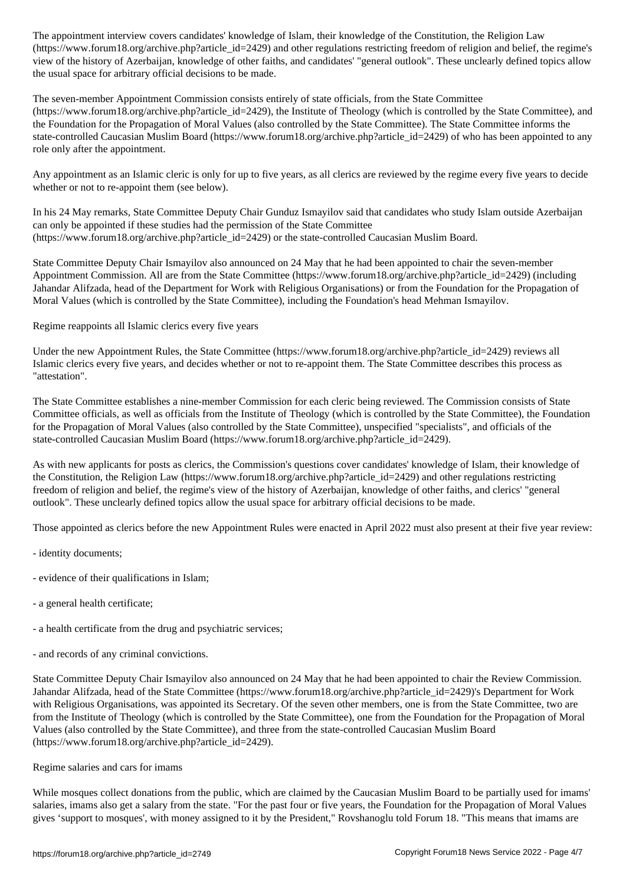The appointment interview covers candidates' knowledge of Islam, their knowledge of the Constitution, the Religion Law (https://www.forum18.org/archive.php?article_id=2429) and other regulations restricting freedom of religion and belief, the regime's view of the history of Azerbaijan, knowledge of other faiths, and candidates' "general outlook". These unclearly defined topics allow the usual space for arbitrary official decisions to be made.

The seven-member Appointment Commission consists entirely of state officials, from the State Committee (https://www.forum18.org/archive.php?article_id=2429), the Institute of Theology (which is controlled by the State Committee), and the Foundation for the Propagation of Moral Values (also controlled by the State Committee). The State Committee informs the state-controlled Caucasian Muslim Board (https://www.forum18.org/archive.php?article_id=2429) of who has been appointed to any role only after the appointment.

Any appointment as an Islamic cleric is only for up to five years, as all clerics are reviewed by the regime every five years to decide whether or not to re-appoint them (see below).

In his 24 May remarks, State Committee Deputy Chair Gunduz Ismayilov said that candidates who study Islam outside Azerbaijan can only be appointed if these studies had the permission of the State Committee (https://www.forum18.org/archive.php?article_id=2429) or the state-controlled Caucasian Muslim Board.

State Committee Deputy Chair Ismayilov also announced on 24 May that he had been appointed to chair the seven-member Appointment Commission. All are from the State Committee (https://www.forum18.org/archive.php?article_id=2429) (including Jahandar Alifzada, head of the Department for Work with Religious Organisations) or from the Foundation for the Propagation of Moral Values (which is controlled by the State Committee), including the Foundation's head Mehman Ismayilov.

## Regime reappoints all Islamic clerics every five years

Under the new Appointment Rules, the State Committee (https://www.forum18.org/archive.php?article_id=2429) reviews all Islamic clerics every five years, and decides whether or not to re-appoint them. The State Committee describes this process as "attestation".

The State Committee establishes a nine-member Commission for each cleric being reviewed. The Commission consists of State Committee officials, as well as officials from the Institute of Theology (which is controlled by the State Committee), the Foundation for the Propagation of Moral Values (also controlled by the State Committee), unspecified "specialists", and officials of the state-controlled Caucasian Muslim Board (https://www.forum18.org/archive.php?article_id=2429).

As with new applicants for posts as clerics, the Commission's questions cover candidates' knowledge of Islam, their knowledge of the Constitution, the Religion Law (https://www.forum18.org/archive.php?article_id=2429) and other regulations restricting freedom of religion and belief, the regime's view of the history of Azerbaijan, knowledge of other faiths, and clerics' "general outlook". These unclearly defined topics allow the usual space for arbitrary official decisions to be made.

Those appointed as clerics before the new Appointment Rules were enacted in April 2022 must also present at their five year review:

- identity documents;

- evidence of their qualifications in Islam;

- a general health certificate;

- a health certificate from the drug and psychiatric services;

- and records of any criminal convictions.

State Committee Deputy Chair Ismayilov also announced on 24 May that he had been appointed to chair the Review Commission. Jahandar Alifzada, head of the State Committee (https://www.forum18.org/archive.php?article_id=2429)'s Department for Work with Religious Organisations, was appointed its Secretary. Of the seven other members, one is from the State Committee, two are from the Institute of Theology (which is controlled by the State Committee), one from the Foundation for the Propagation of Moral Values (also controlled by the State Committee), and three from the state-controlled Caucasian Muslim Board (https://www.forum18.org/archive.php?article_id=2429).

## Regime salaries and cars for imams

While mosques collect donations from the public, which are claimed by the Caucasian Muslim Board to be partially used for imams' salaries, imams also get a salary from the state. "For the past four or five years, the Foundation for the Propagation of Moral Values gives 'support to mosques', with money assigned to it by the President," Rovshanoglu told Forum 18. "This means that imams are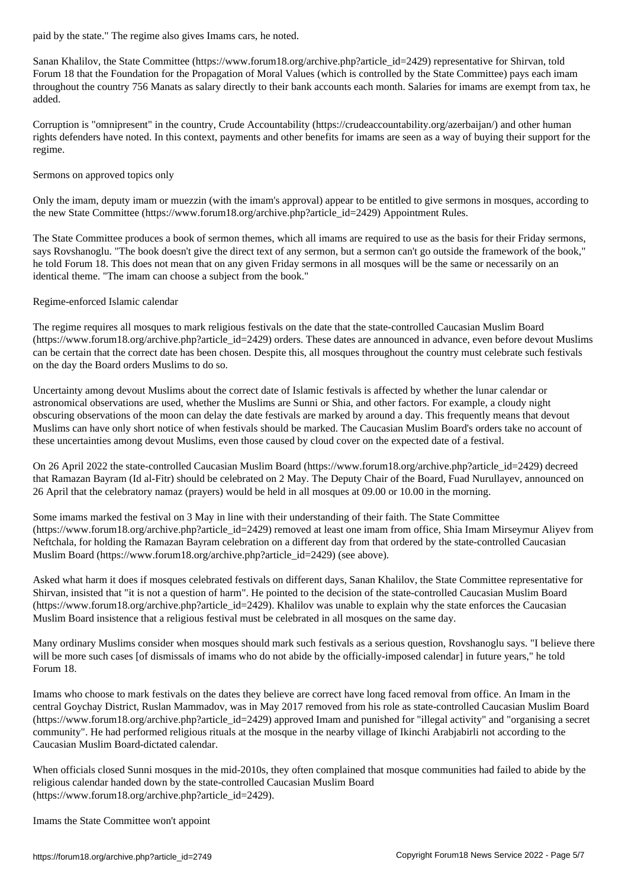paid by the state." The regime also gives Imams cars, he noted.

Sanan Khalilov, the State Committee (https://www.forum18.org/archive.php?article_id=2429) representative for Shirvan, told Forum 18 that the Foundation for the Propagation of Moral Values (which is controlled by the State Committee) pays each imam throughout the country 756 Manats as salary directly to their bank accounts each month. Salaries for imams are exempt from tax, he added.

Corruption is "omnipresent" in the country, Crude Accountability (https://crudeaccountability.org/azerbaijan/) and other human rights defenders have noted. In this context, payments and other benefits for imams are seen as a way of buying their support for the regime.

## Sermons on approved topics only

Only the imam, deputy imam or muezzin (with the imam's approval) appear to be entitled to give sermons in mosques, according to the new State Committee (https://www.forum18.org/archive.php?article_id=2429) Appointment Rules.

The State Committee produces a book of sermon themes, which all imams are required to use as the basis for their Friday sermons, says Rovshanoglu. "The book doesn't give the direct text of any sermon, but a sermon can't go outside the framework of the book," he told Forum 18. This does not mean that on any given Friday sermons in all mosques will be the same or necessarily on an identical theme. "The imam can choose a subject from the book."

## Regime-enforced Islamic calendar

The regime requires all mosques to mark religious festivals on the date that the state-controlled Caucasian Muslim Board (https://www.forum18.org/archive.php?article_id=2429) orders. These dates are announced in advance, even before devout Muslims can be certain that the correct date has been chosen. Despite this, all mosques throughout the country must celebrate such festivals on the day the Board orders Muslims to do so.

Uncertainty among devout Muslims about the correct date of Islamic festivals is affected by whether the lunar calendar or astronomical observations are used, whether the Muslims are Sunni or Shia, and other factors. For example, a cloudy night obscuring observations of the moon can delay the date festivals are marked by around a day. This frequently means that devout Muslims can have only short notice of when festivals should be marked. The Caucasian Muslim Board's orders take no account of these uncertainties among devout Muslims, even those caused by cloud cover on the expected date of a festival.

On 26 April 2022 the state-controlled Caucasian Muslim Board (https://www.forum18.org/archive.php?article_id=2429) decreed that Ramazan Bayram (Id al-Fitr) should be celebrated on 2 May. The Deputy Chair of the Board, Fuad Nurullayev, announced on 26 April that the celebratory namaz (prayers) would be held in all mosques at 09.00 or 10.00 in the morning.

Some imams marked the festival on 3 May in line with their understanding of their faith. The State Committee (https://www.forum18.org/archive.php?article_id=2429) removed at least one imam from office, Shia Imam Mirseymur Aliyev from Neftchala, for holding the Ramazan Bayram celebration on a different day from that ordered by the state-controlled Caucasian Muslim Board (https://www.forum18.org/archive.php?article_id=2429) (see above).

Asked what harm it does if mosques celebrated festivals on different days, Sanan Khalilov, the State Committee representative for Shirvan, insisted that "it is not a question of harm". He pointed to the decision of the state-controlled Caucasian Muslim Board (https://www.forum18.org/archive.php?article_id=2429). Khalilov was unable to explain why the state enforces the Caucasian Muslim Board insistence that a religious festival must be celebrated in all mosques on the same day.

Many ordinary Muslims consider when mosques should mark such festivals as a serious question, Rovshanoglu says. "I believe there will be more such cases [of dismissals of imams who do not abide by the officially-imposed calendar] in future years," he told Forum 18.

Imams who choose to mark festivals on the dates they believe are correct have long faced removal from office. An Imam in the central Goychay District, Ruslan Mammadov, was in May 2017 removed from his role as state-controlled Caucasian Muslim Board (https://www.forum18.org/archive.php?article_id=2429) approved Imam and punished for "illegal activity" and "organising a secret community". He had performed religious rituals at the mosque in the nearby village of Ikinchi Arabjabirli not according to the Caucasian Muslim Board-dictated calendar.

When officials closed Sunni mosques in the mid-2010s, they often complained that mosque communities had failed to abide by the religious calendar handed down by the state-controlled Caucasian Muslim Board (https://www.forum18.org/archive.php?article_id=2429).

## Imams the State Committee won't appoint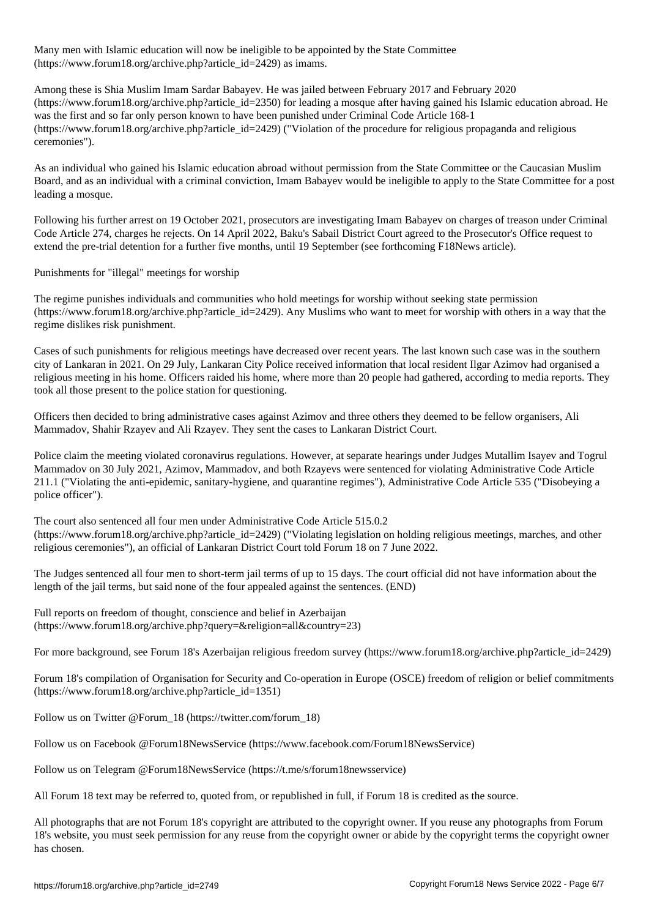Many men with Islamic education will now be ineligible to be appointed by the State Committee (https://www.forum18.org/archive.php?article_id=2429) as imams.

Among these is Shia Muslim Imam Sardar Babayev. He was jailed between February 2017 and February 2020 (https://www.forum18.org/archive.php?article_id=2350) for leading a mosque after having gained his Islamic education abroad. He was the first and so far only person known to have been punished under Criminal Code Article 168-1 (https://www.forum18.org/archive.php?article_id=2429) ("Violation of the procedure for religious propaganda and religious ceremonies").

As an individual who gained his Islamic education abroad without permission from the State Committee or the Caucasian Muslim Board, and as an individual with a criminal conviction, Imam Babayev would be ineligible to apply to the State Committee for a post leading a mosque.

Following his further arrest on 19 October 2021, prosecutors are investigating Imam Babayev on charges of treason under Criminal Code Article 274, charges he rejects. On 14 April 2022, Baku's Sabail District Court agreed to the Prosecutor's Office request to extend the pre-trial detention for a further five months, until 19 September (see forthcoming F18News article).

## Punishments for "illegal" meetings for worship

The regime punishes individuals and communities who hold meetings for worship without seeking state permission (https://www.forum18.org/archive.php?article_id=2429). Any Muslims who want to meet for worship with others in a way that the regime dislikes risk punishment.

Cases of such punishments for religious meetings have decreased over recent years. The last known such case was in the southern city of Lankaran in 2021. On 29 July, Lankaran City Police received information that local resident Ilgar Azimov had organised a religious meeting in his home. Officers raided his home, where more than 20 people had gathered, according to media reports. They took all those present to the police station for questioning.

Officers then decided to bring administrative cases against Azimov and three others they deemed to be fellow organisers, Ali Mammadov, Shahir Rzayev and Ali Rzayev. They sent the cases to Lankaran District Court.

Police claim the meeting violated coronavirus regulations. However, at separate hearings under Judges Mutallim Isayev and Togrul Mammadov on 30 July 2021, Azimov, Mammadov, and both Rzayevs were sentenced for violating Administrative Code Article 211.1 ("Violating the anti-epidemic, sanitary-hygiene, and quarantine regimes"), Administrative Code Article 535 ("Disobeying a police officer").

The court also sentenced all four men under Administrative Code Article 515.0.2 (https://www.forum18.org/archive.php?article_id=2429) ("Violating legislation on holding religious meetings, marches, and other religious ceremonies"), an official of Lankaran District Court told Forum 18 on 7 June 2022.

The Judges sentenced all four men to short-term jail terms of up to 15 days. The court official did not have information about the length of the jail terms, but said none of the four appealed against the sentences. (END)

Full reports on freedom of thought, conscience and belief in Azerbaijan (https://www.forum18.org/archive.php?query=&religion=all&country=23)

For more background, see Forum 18's Azerbaijan religious freedom survey (https://www.forum18.org/archive.php?article_id=2429)

Forum 18's compilation of Organisation for Security and Co-operation in Europe (OSCE) freedom of religion or belief commitments (https://www.forum18.org/archive.php?article_id=1351)

Follow us on Twitter @Forum_18 (https://twitter.com/forum_18)

Follow us on Facebook @Forum18NewsService (https://www.facebook.com/Forum18NewsService)

Follow us on Telegram @Forum18NewsService (https://t.me/s/forum18newsservice)

All Forum 18 text may be referred to, quoted from, or republished in full, if Forum 18 is credited as the source.

All photographs that are not Forum 18's copyright are attributed to the copyright owner. If you reuse any photographs from Forum 18's website, you must seek permission for any reuse from the copyright owner or abide by the copyright terms the copyright owner has chosen.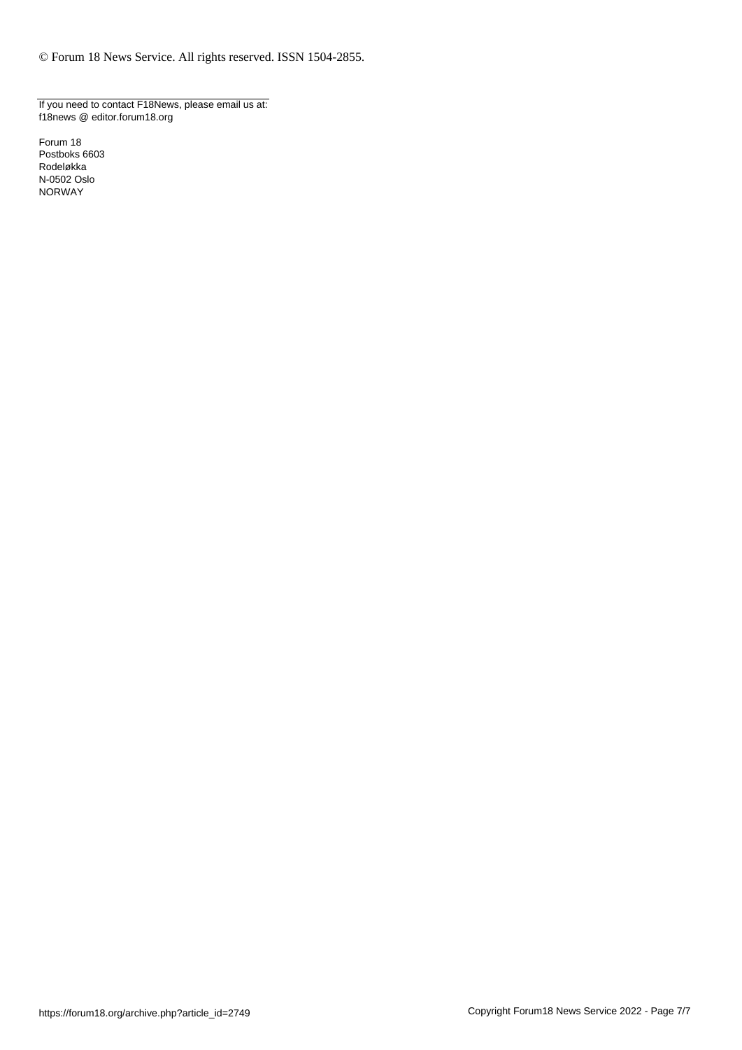© Forum 18 News Service. All rights reserved. ISSN 1504-2855.

---

If you need to contact F18News, please email us at:
f18news @ editor.forum18.org

Forum 18
Postboks 6603
Rodeløkka
N-0502 Oslo
NORWAY